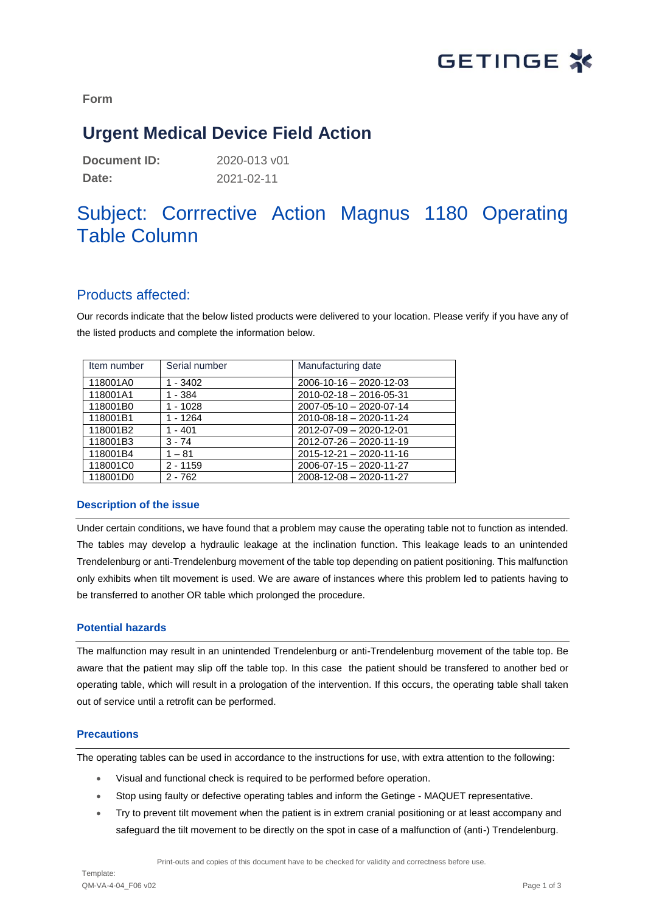Form

# Urgent Medical Device Field Action

**Document ID:** 2020-013 v01
**Date:** 2021-02-11

# Subject: Corrrective Action Magnus 1180 Operating Table Column

## Products affected:

Our records indicate that the below listed products were delivered to your location. Please verify if you have any of the listed products and complete the information below.

| Item number | Serial number | Manufacturing date |
|---|---|---|
| 118001A0 | 1 - 3402 | 2006-10-16 – 2020-12-03 |
| 118001A1 | 1 - 384 | 2010-02-18 – 2016-05-31 |
| 118001B0 | 1 - 1028 | 2007-05-10 – 2020-07-14 |
| 118001B1 | 1 - 1264 | 2010-08-18 – 2020-11-24 |
| 118001B2 | 1 - 401 | 2012-07-09 – 2020-12-01 |
| 118001B3 | 3 - 74 | 2012-07-26 – 2020-11-19 |
| 118001B4 | 1 – 81 | 2015-12-21 – 2020-11-16 |
| 118001C0 | 2 - 1159 | 2006-07-15 – 2020-11-27 |
| 118001D0 | 2 - 762 | 2008-12-08 – 2020-11-27 |

### Description of the issue

Under certain conditions, we have found that a problem may cause the operating table not to function as intended. The tables may develop a hydraulic leakage at the inclination function. This leakage leads to an unintended Trendelenburg or anti-Trendelenburg movement of the table top depending on patient positioning. This malfunction only exhibits when tilt movement is used. We are aware of instances where this problem led to patients having to be transferred to another OR table which prolonged the procedure.

### Potential hazards

The malfunction may result in an unintended Trendelenburg or anti-Trendelenburg movement of the table top. Be aware that the patient may slip off the table top. In this case the patient should be transfered to another bed or operating table, which will result in a prologation of the intervention. If this occurs, the operating table shall taken out of service until a retrofit can be performed.

### Precautions

The operating tables can be used in accordance to the instructions for use, with extra attention to the following:

- Visual and functional check is required to be performed before operation.
- Stop using faulty or defective operating tables and inform the Getinge - MAQUET representative.
- Try to prevent tilt movement when the patient is in extrem cranial positioning or at least accompany and safeguard the tilt movement to be directly on the spot in case of a malfunction of (anti-) Trendelenburg.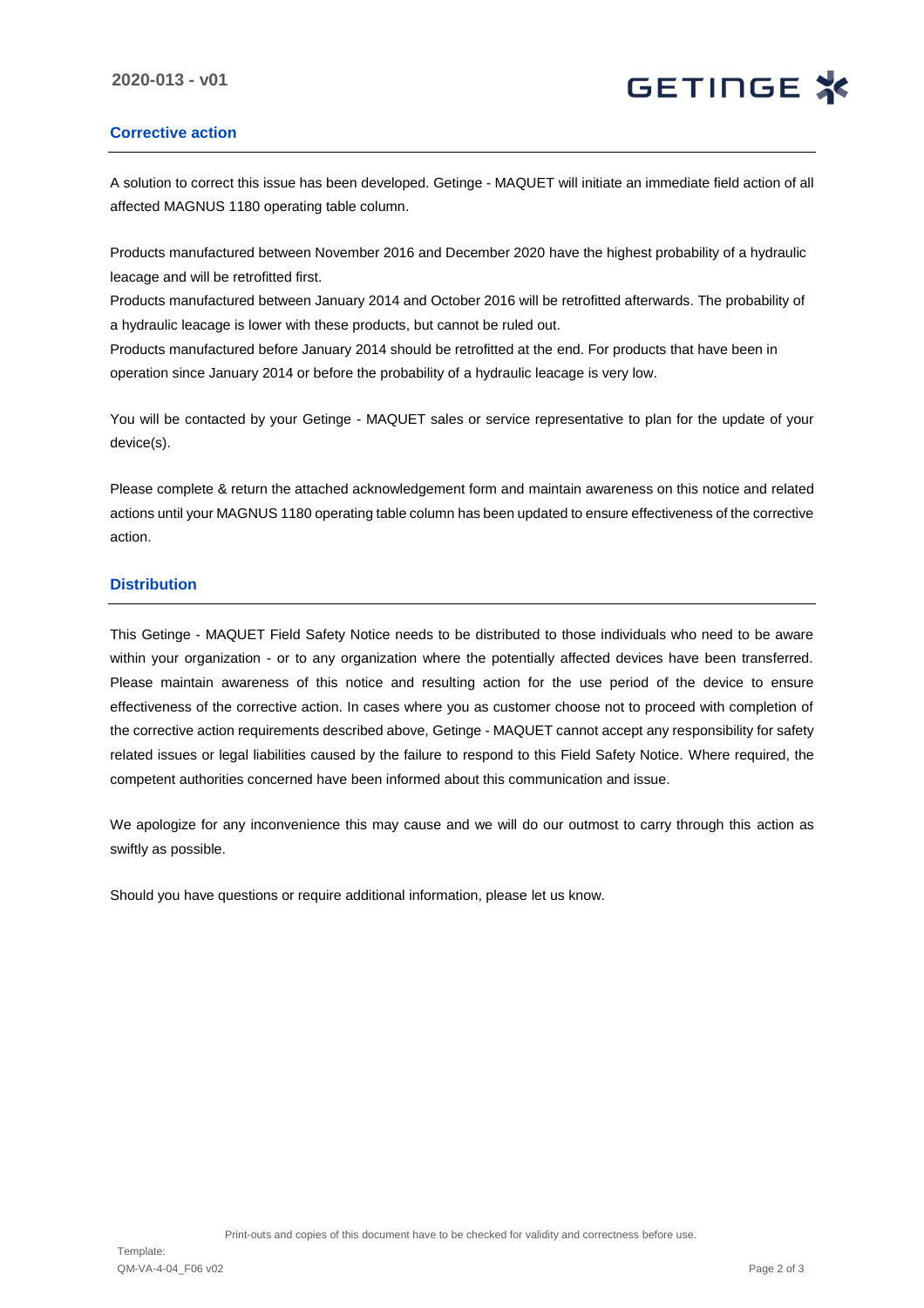## Corrective action

A solution to correct this issue has been developed. Getinge - MAQUET will initiate an immediate field action of all affected MAGNUS 1180 operating table column.

Products manufactured between November 2016 and December 2020 have the highest probability of a hydraulic leacage and will be retrofitted first.
Products manufactured between January 2014 and October 2016 will be retrofitted afterwards. The probability of a hydraulic leacage is lower with these products, but cannot be ruled out.
Products manufactured before January 2014 should be retrofitted at the end. For products that have been in operation since January 2014 or before the probability of a hydraulic leacage is very low.

You will be contacted by your Getinge - MAQUET sales or service representative to plan for the update of your device(s).

Please complete & return the attached acknowledgement form and maintain awareness on this notice and related actions until your MAGNUS 1180 operating table column has been updated to ensure effectiveness of the corrective action.

## Distribution

This Getinge - MAQUET Field Safety Notice needs to be distributed to those individuals who need to be aware within your organization - or to any organization where the potentially affected devices have been transferred. Please maintain awareness of this notice and resulting action for the use period of the device to ensure effectiveness of the corrective action. In cases where you as customer choose not to proceed with completion of the corrective action requirements described above, Getinge - MAQUET cannot accept any responsibility for safety related issues or legal liabilities caused by the failure to respond to this Field Safety Notice. Where required, the competent authorities concerned have been informed about this communication and issue.

We apologize for any inconvenience this may cause and we will do our outmost to carry through this action as swiftly as possible.

Should you have questions or require additional information, please let us know.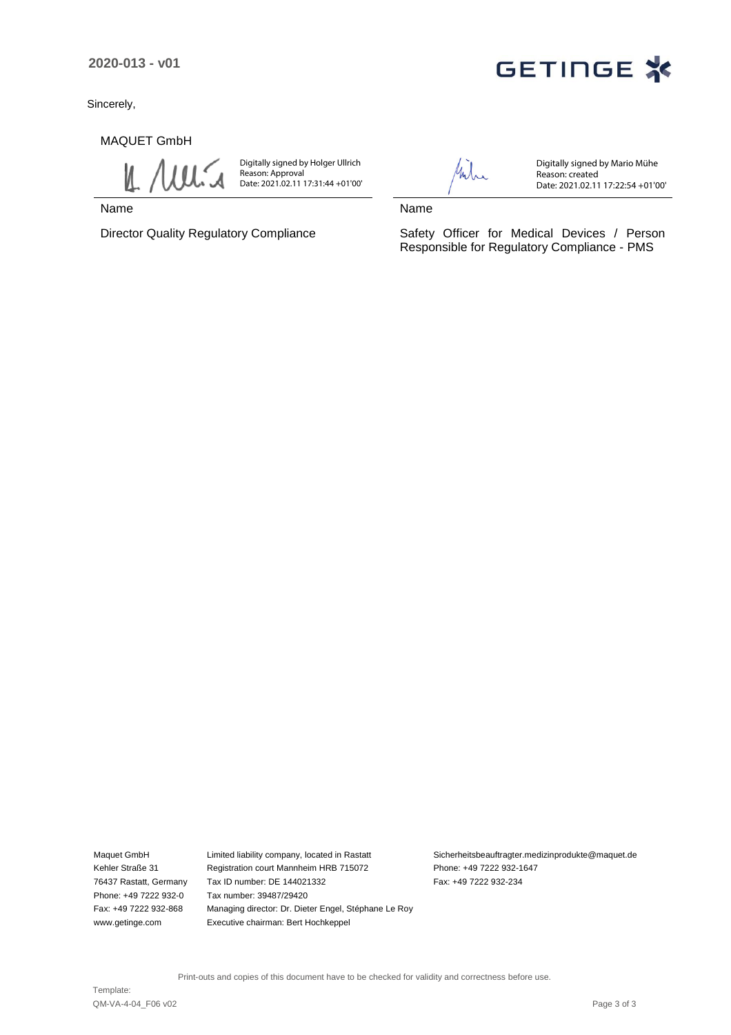Sincerely,

MAQUET GmbH

Digitally signed by Holger Ullrich
Reason: Approval
Date: 2021.02.11 17:31:44 +01'00'

Name

Director Quality Regulatory Compliance

Digitally signed by Mario Mühe
Reason: created
Date: 2021.02.11 17:22:54 +01'00'

Name

Safety Officer for Medical Devices / Person Responsible for Regulatory Compliance - PMS

Maquet GmbH
Kehler Straße 31
76437 Rastatt, Germany
Phone: +49 7222 932-0
Fax: +49 7222 932-868
www.getinge.com

Limited liability company, located in Rastatt
Registration court Mannheim HRB 715072
Tax ID number: DE 144021332
Tax number: 39487/29420
Managing director: Dr. Dieter Engel, Stéphane Le Roy
Executive chairman: Bert Hochkeppel

Sicherheitsbeauftragter.medizinprodukte@maquet.de
Phone: +49 7222 932-1647
Fax: +49 7222 932-234

Print-outs and copies of this document have to be checked for validity and correctness before use.